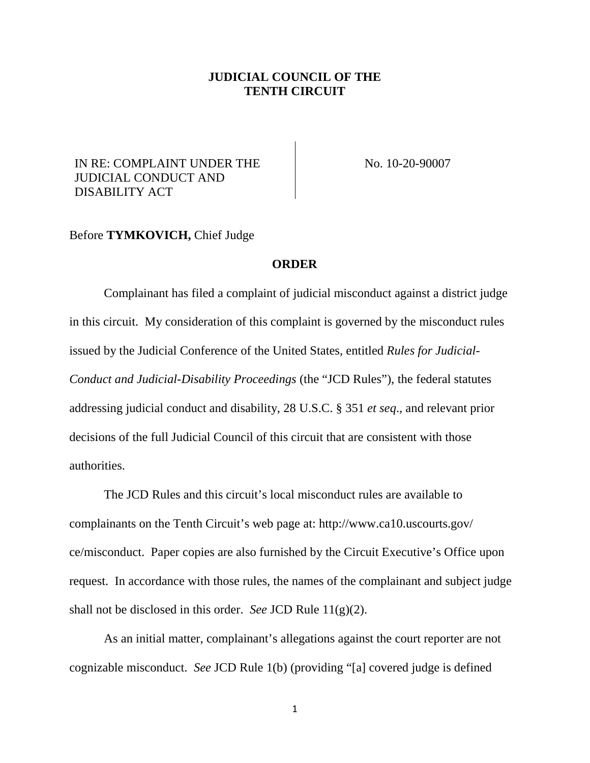**JUDICIAL COUNCIL OF THE TENTH CIRCUIT**

IN RE: COMPLAINT UNDER THE JUDICIAL CONDUCT AND DISABILITY ACT

No. 10-20-90007

Before **TYMKOVICH,** Chief Judge

**ORDER**

Complainant has filed a complaint of judicial misconduct against a district judge in this circuit. My consideration of this complaint is governed by the misconduct rules issued by the Judicial Conference of the United States, entitled *Rules for Judicial-Conduct and Judicial-Disability Proceedings* (the "JCD Rules"), the federal statutes addressing judicial conduct and disability, 28 U.S.C. § 351 *et seq*., and relevant prior decisions of the full Judicial Council of this circuit that are consistent with those authorities.

The JCD Rules and this circuit's local misconduct rules are available to complainants on the Tenth Circuit's web page at: http://www.ca10.uscourts.gov/ce/misconduct. Paper copies are also furnished by the Circuit Executive's Office upon request. In accordance with those rules, the names of the complainant and subject judge shall not be disclosed in this order. *See* JCD Rule 11(g)(2).

As an initial matter, complainant's allegations against the court reporter are not cognizable misconduct. *See* JCD Rule 1(b) (providing "[a] covered judge is defined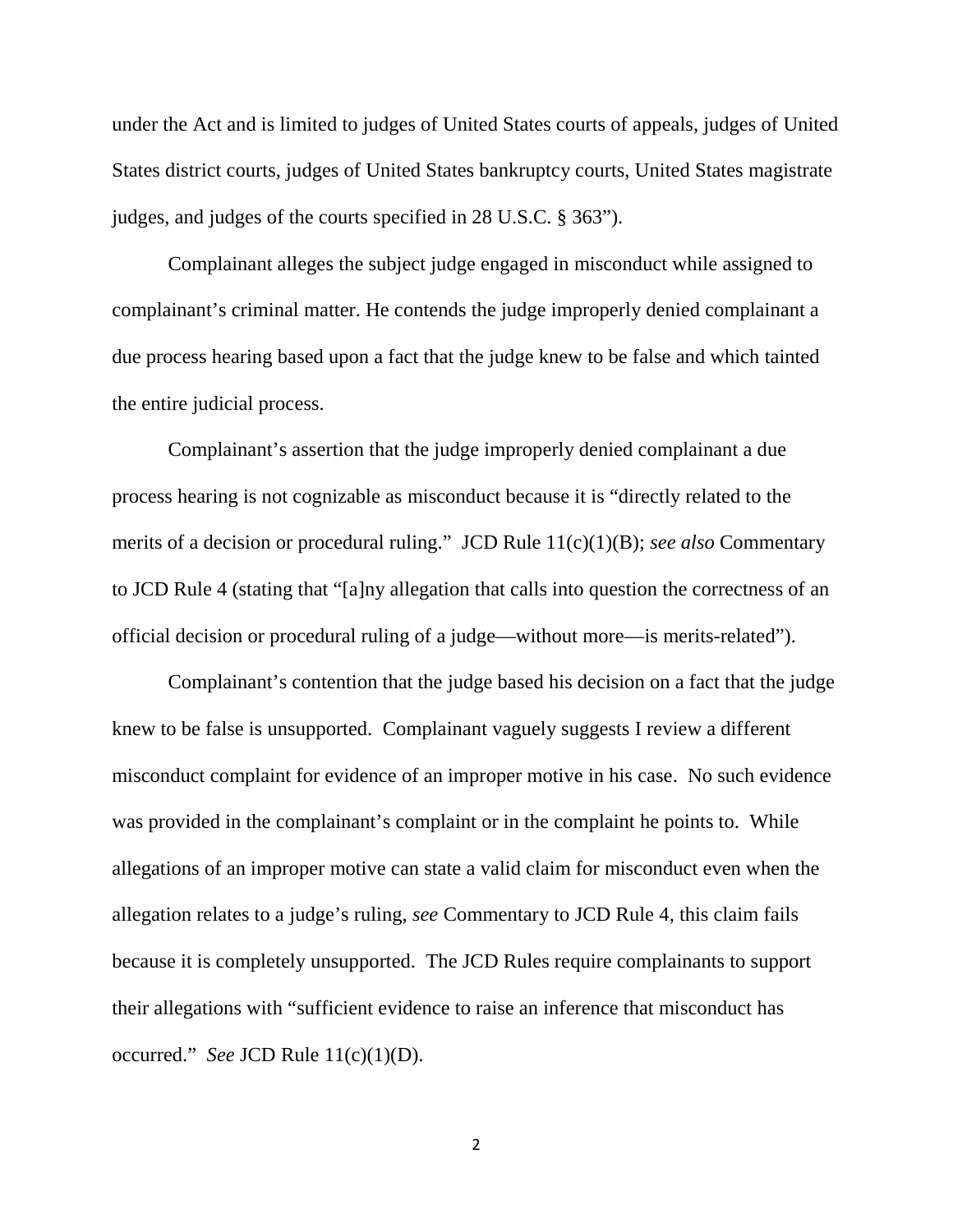under the Act and is limited to judges of United States courts of appeals, judges of United States district courts, judges of United States bankruptcy courts, United States magistrate judges, and judges of the courts specified in 28 U.S.C. § 363").

Complainant alleges the subject judge engaged in misconduct while assigned to complainant's criminal matter. He contends the judge improperly denied complainant a due process hearing based upon a fact that the judge knew to be false and which tainted the entire judicial process.

Complainant's assertion that the judge improperly denied complainant a due process hearing is not cognizable as misconduct because it is "directly related to the merits of a decision or procedural ruling." JCD Rule 11(c)(1)(B); *see also* Commentary to JCD Rule 4 (stating that "[a]ny allegation that calls into question the correctness of an official decision or procedural ruling of a judge—without more—is merits-related").

Complainant's contention that the judge based his decision on a fact that the judge knew to be false is unsupported. Complainant vaguely suggests I review a different misconduct complaint for evidence of an improper motive in his case. No such evidence was provided in the complainant's complaint or in the complaint he points to. While allegations of an improper motive can state a valid claim for misconduct even when the allegation relates to a judge's ruling, *see* Commentary to JCD Rule 4, this claim fails because it is completely unsupported. The JCD Rules require complainants to support their allegations with "sufficient evidence to raise an inference that misconduct has occurred." *See* JCD Rule 11(c)(1)(D).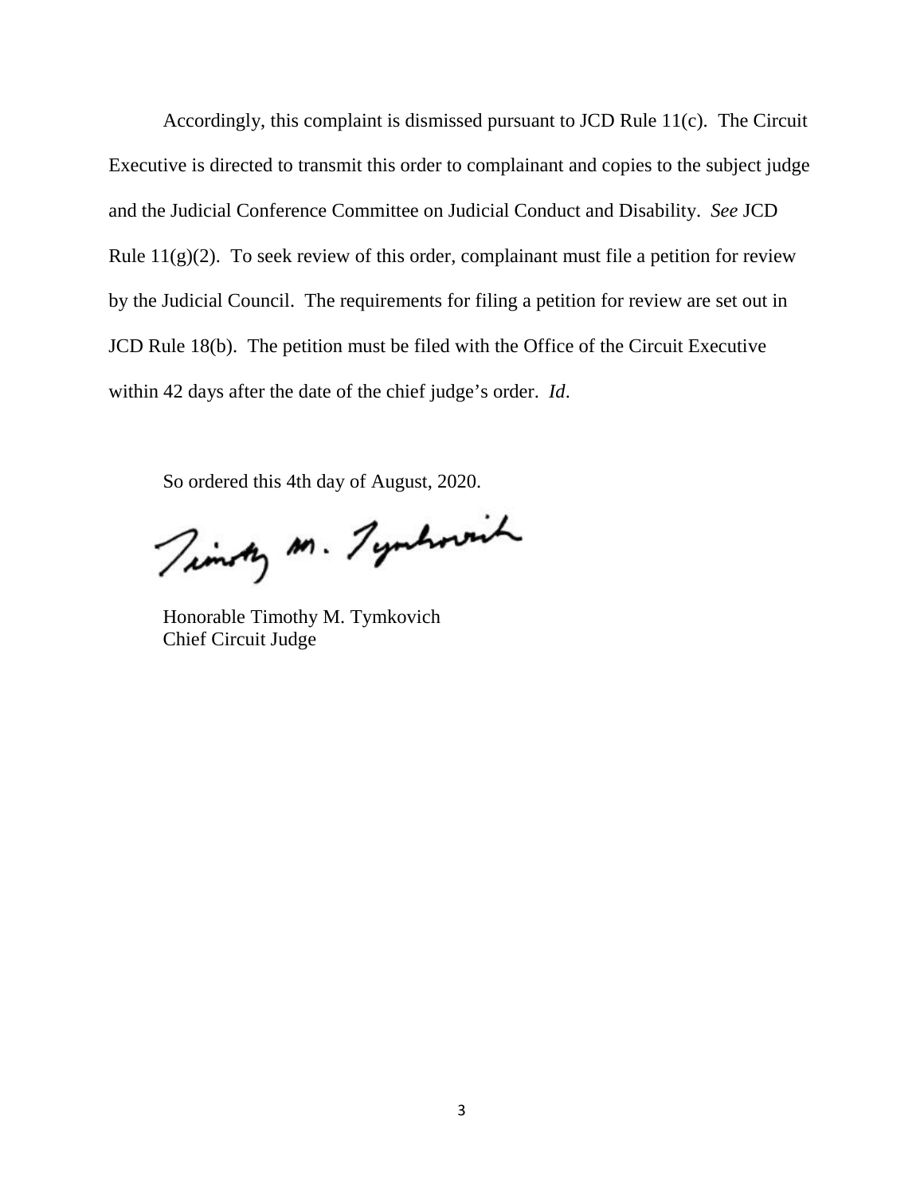Accordingly, this complaint is dismissed pursuant to JCD Rule 11(c). The Circuit Executive is directed to transmit this order to complainant and copies to the subject judge and the Judicial Conference Committee on Judicial Conduct and Disability. *See* JCD Rule 11(g)(2). To seek review of this order, complainant must file a petition for review by the Judicial Council. The requirements for filing a petition for review are set out in JCD Rule 18(b). The petition must be filed with the Office of the Circuit Executive within 42 days after the date of the chief judge's order. *Id*.

So ordered this 4th day of August, 2020.

Honorable Timothy M. Tymkovich
Chief Circuit Judge